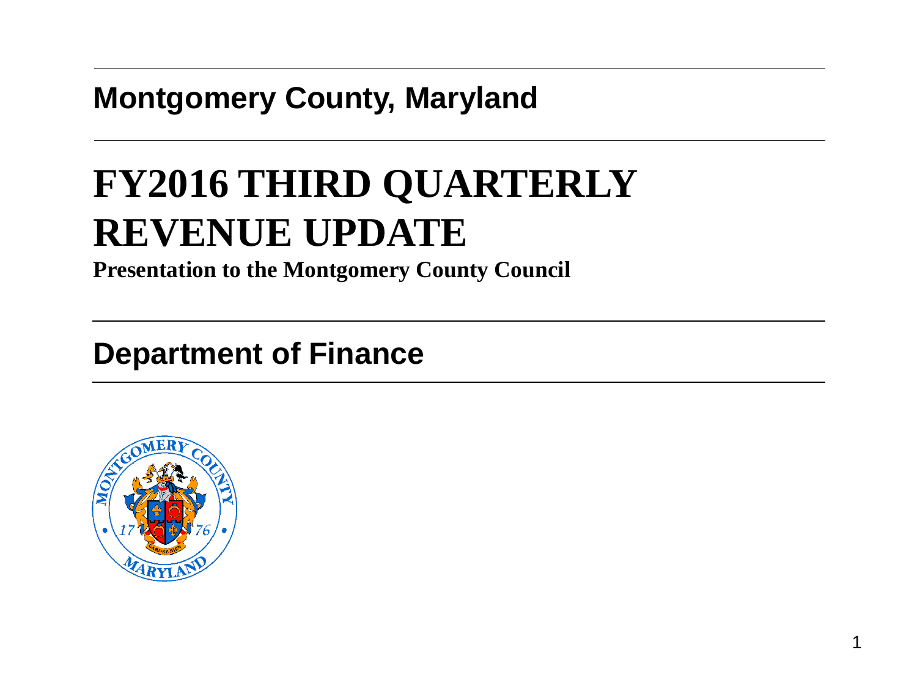**Montgomery County, Maryland**

# FY2016 THIRD QUARTERLY REVENUE UPDATE

**Presentation to the Montgomery County Council**

## Department of Finance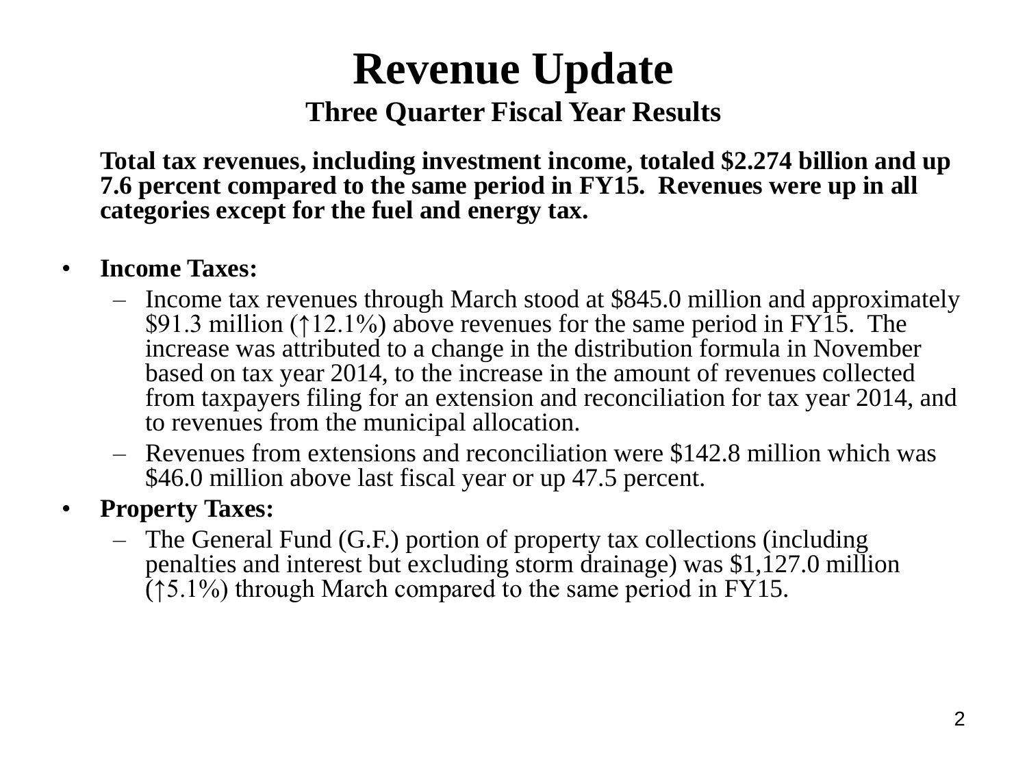# Revenue Update

## Three Quarter Fiscal Year Results

**Total tax revenues, including investment income, totaled $2.274 billion and up 7.6 percent compared to the same period in FY15. Revenues were up in all categories except for the fuel and energy tax.**

- **Income Taxes:**
  - Income tax revenues through March stood at $845.0 million and approximately $91.3 million (↑12.1%) above revenues for the same period in FY15. The increase was attributed to a change in the distribution formula in November based on tax year 2014, to the increase in the amount of revenues collected from taxpayers filing for an extension and reconciliation for tax year 2014, and to revenues from the municipal allocation.
  - Revenues from extensions and reconciliation were $142.8 million which was $46.0 million above last fiscal year or up 47.5 percent.
- **Property Taxes:**
  - The General Fund (G.F.) portion of property tax collections (including penalties and interest but excluding storm drainage) was $1,127.0 million (↑5.1%) through March compared to the same period in FY15.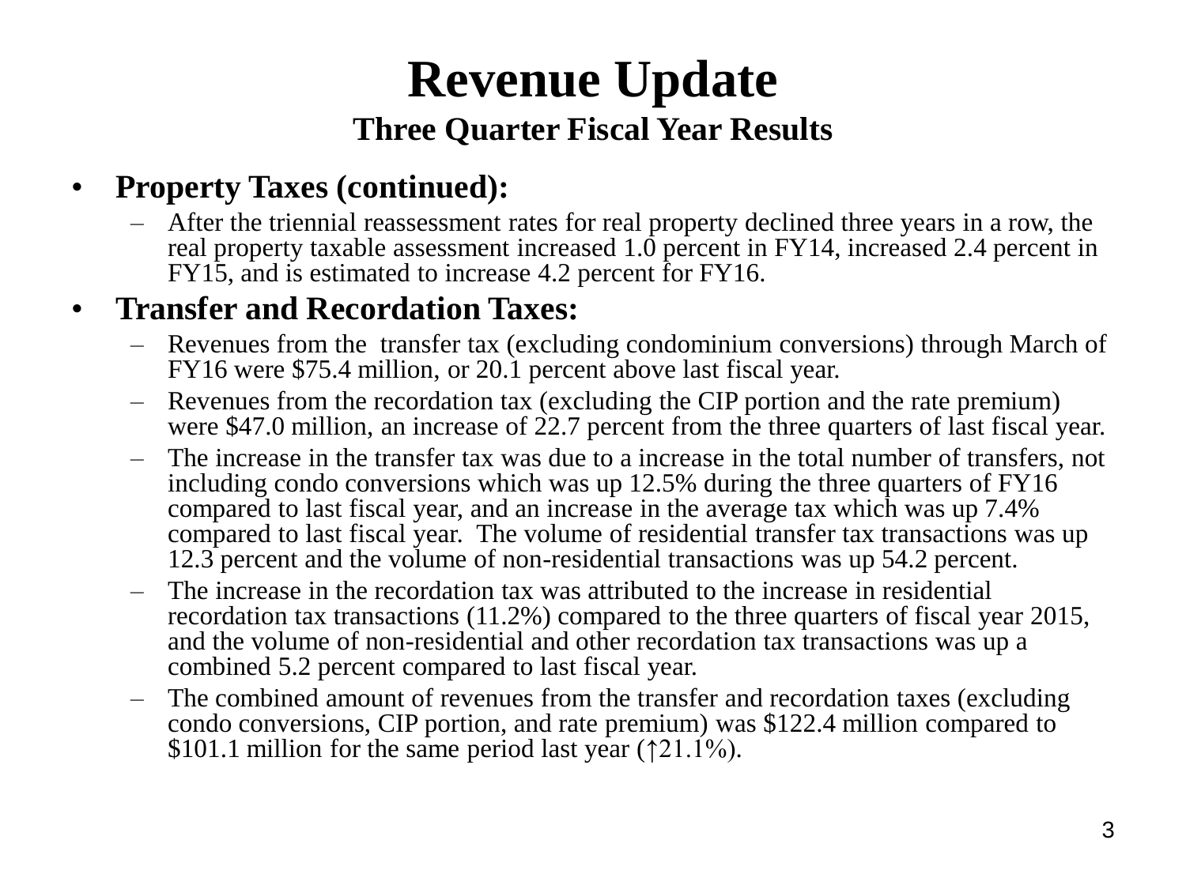# Revenue Update

## Three Quarter Fiscal Year Results

- **Property Taxes (continued):**
  - After the triennial reassessment rates for real property declined three years in a row, the real property taxable assessment increased 1.0 percent in FY14, increased 2.4 percent in FY15, and is estimated to increase 4.2 percent for FY16.
- **Transfer and Recordation Taxes:**
  - Revenues from the transfer tax (excluding condominium conversions) through March of FY16 were $75.4 million, or 20.1 percent above last fiscal year.
  - Revenues from the recordation tax (excluding the CIP portion and the rate premium) were $47.0 million, an increase of 22.7 percent from the three quarters of last fiscal year.
  - The increase in the transfer tax was due to a increase in the total number of transfers, not including condo conversions which was up 12.5% during the three quarters of FY16 compared to last fiscal year, and an increase in the average tax which was up 7.4% compared to last fiscal year. The volume of residential transfer tax transactions was up 12.3 percent and the volume of non-residential transactions was up 54.2 percent.
  - The increase in the recordation tax was attributed to the increase in residential recordation tax transactions (11.2%) compared to the three quarters of fiscal year 2015, and the volume of non-residential and other recordation tax transactions was up a combined 5.2 percent compared to last fiscal year.
  - The combined amount of revenues from the transfer and recordation taxes (excluding condo conversions, CIP portion, and rate premium) was $122.4 million compared to $101.1 million for the same period last year (↑21.1%).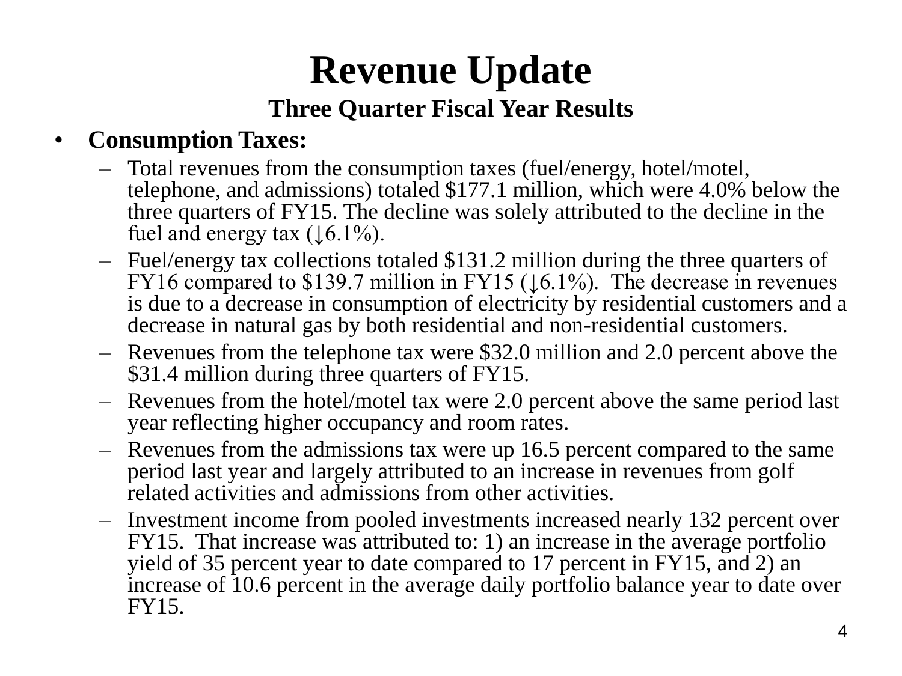# Revenue Update

### Three Quarter Fiscal Year Results

- **Consumption Taxes:**
  - Total revenues from the consumption taxes (fuel/energy, hotel/motel, telephone, and admissions) totaled $177.1 million, which were 4.0% below the three quarters of FY15. The decline was solely attributed to the decline in the fuel and energy tax (↓6.1%).
  - Fuel/energy tax collections totaled $131.2 million during the three quarters of FY16 compared to $139.7 million in FY15 (↓6.1%). The decrease in revenues is due to a decrease in consumption of electricity by residential customers and a decrease in natural gas by both residential and non-residential customers.
  - Revenues from the telephone tax were $32.0 million and 2.0 percent above the $31.4 million during three quarters of FY15.
  - Revenues from the hotel/motel tax were 2.0 percent above the same period last year reflecting higher occupancy and room rates.
  - Revenues from the admissions tax were up 16.5 percent compared to the same period last year and largely attributed to an increase in revenues from golf related activities and admissions from other activities.
  - Investment income from pooled investments increased nearly 132 percent over FY15. That increase was attributed to: 1) an increase in the average portfolio yield of 35 percent year to date compared to 17 percent in FY15, and 2) an increase of 10.6 percent in the average daily portfolio balance year to date over FY15.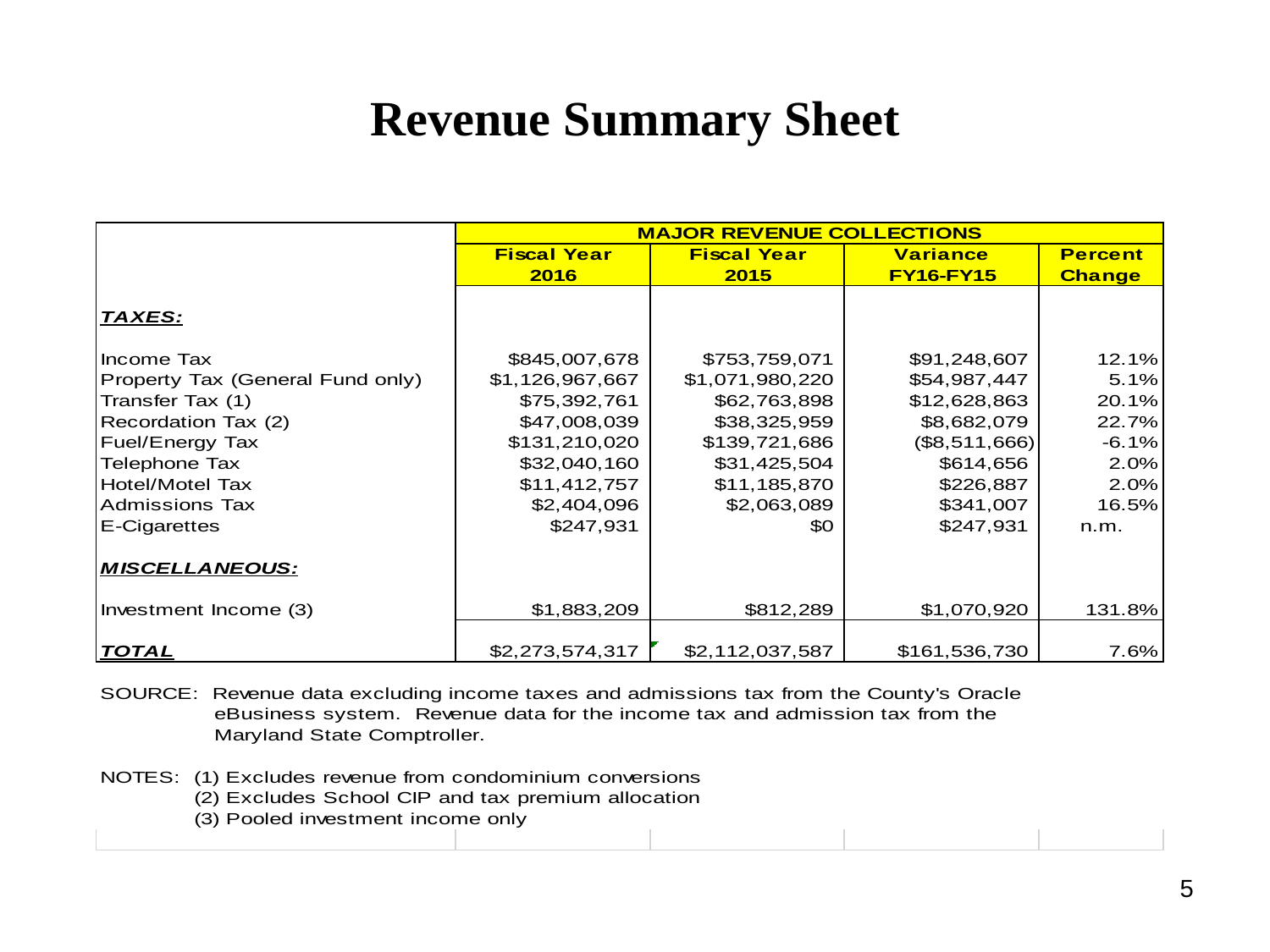# Revenue Summary Sheet

| | MAJOR REVENUE COLLECTIONS | | | |
|---|---|---|---|---|
| | **Fiscal Year 2016** | **Fiscal Year 2015** | **Variance FY16-FY15** | **Percent Change** |
| ***TAXES:*** | | | | |
| Income Tax | $845,007,678 | $753,759,071 | $91,248,607 | 12.1% |
| Property Tax (General Fund only) | $1,126,967,667 | $1,071,980,220 | $54,987,447 | 5.1% |
| Transfer Tax (1) | $75,392,761 | $62,763,898 | $12,628,863 | 20.1% |
| Recordation Tax (2) | $47,008,039 | $38,325,959 | $8,682,079 | 22.7% |
| Fuel/Energy Tax | $131,210,020 | $139,721,686 | ($8,511,666) | -6.1% |
| Telephone Tax | $32,040,160 | $31,425,504 | $614,656 | 2.0% |
| Hotel/Motel Tax | $11,412,757 | $11,185,870 | $226,887 | 2.0% |
| Admissions Tax | $2,404,096 | $2,063,089 | $341,007 | 16.5% |
| E-Cigarettes | $247,931 | $0 | $247,931 | n.m. |
| ***MISCELLANEOUS:*** | | | | |
| Investment Income (3) | $1,883,209 | $812,289 | $1,070,920 | 131.8% |
| ***TOTAL*** | $2,273,574,317 | $2,112,037,587 | $161,536,730 | 7.6% |

SOURCE: Revenue data excluding income taxes and admissions tax from the County's Oracle eBusiness system. Revenue data for the income tax and admission tax from the Maryland State Comptroller.

NOTES: (1) Excludes revenue from condominium conversions
(2) Excludes School CIP and tax premium allocation
(3) Pooled investment income only